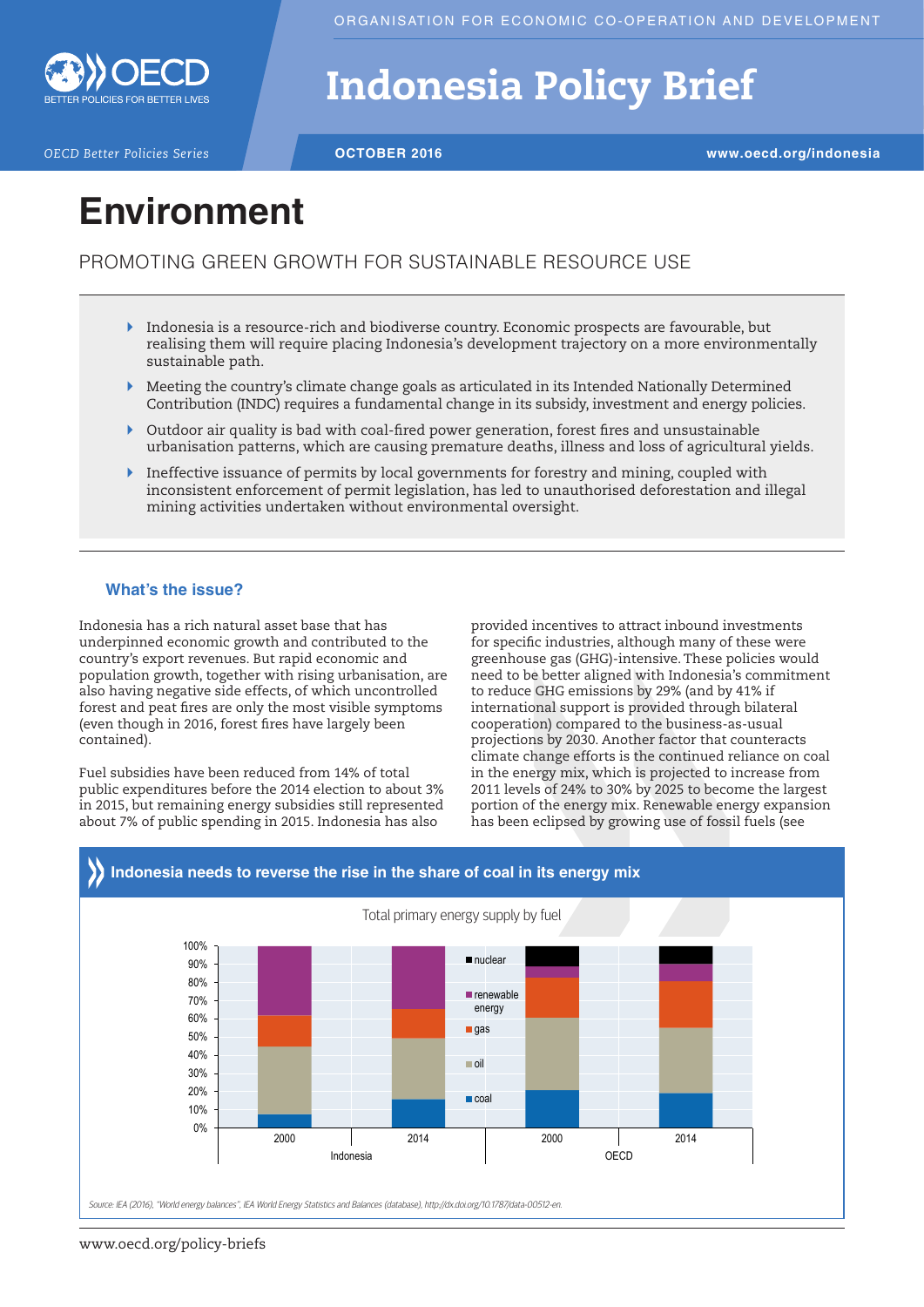# Indonesia Policy Brief

*OECD Better Policies Series*

OCTOBER 2016

www.oecd.org/indonesia

# Environment

## PROMOTING GREEN GROWTH FOR SUSTAINABLE RESOURCE USE

- Indonesia is a resource-rich and biodiverse country. Economic prospects are favourable, but realising them will require placing Indonesia's development trajectory on a more environmentally sustainable path.
- Meeting the country's climate change goals as articulated in its Intended Nationally Determined Contribution (INDC) requires a fundamental change in its subsidy, investment and energy policies.
- Outdoor air quality is bad with coal-fired power generation, forest fires and unsustainable urbanisation patterns, which are causing premature deaths, illness and loss of agricultural yields.
- Ineffective issuance of permits by local governments for forestry and mining, coupled with inconsistent enforcement of permit legislation, has led to unauthorised deforestation and illegal mining activities undertaken without environmental oversight.

### What's the issue?

Indonesia has a rich natural asset base that has underpinned economic growth and contributed to the country's export revenues. But rapid economic and population growth, together with rising urbanisation, are also having negative side effects, of which uncontrolled forest and peat fires are only the most visible symptoms (even though in 2016, forest fires have largely been contained).

Fuel subsidies have been reduced from 14% of total public expenditures before the 2014 election to about 3% in 2015, but remaining energy subsidies still represented about 7% of public spending in 2015. Indonesia has also provided incentives to attract inbound investments for specific industries, although many of these were greenhouse gas (GHG)-intensive. These policies would need to be better aligned with Indonesia's commitment to reduce GHG emissions by 29% (and by 41% if international support is provided through bilateral cooperation) compared to the business-as-usual projections by 2030. Another factor that counteracts climate change efforts is the continued reliance on coal in the energy mix, which is projected to increase from 2011 levels of 24% to 30% by 2025 to become the largest portion of the energy mix. Renewable energy expansion has been eclipsed by growing use of fossil fuels (see

**Indonesia needs to reverse the rise in the share of coal in its energy mix**

Total primary energy supply by fuel

| | Indonesia 2000 | Indonesia 2014 | OECD 2000 | OECD 2014 |
|---|---|---|---|---|
| coal | ~8% | ~16% | ~21% | ~19% |
| oil | ~37% | ~34% | ~40% | ~36% |
| gas | ~17% | ~16% | ~22% | ~26% |
| renewable energy | ~38% | ~34% | ~6% | ~9% |
| nuclear | 0% | 0% | ~11% | ~10% |

*Source: IEA (2016), "World energy balances", IEA World Energy Statistics and Balances (database), http://dx.doi.org/10.1787/data-00512-en.*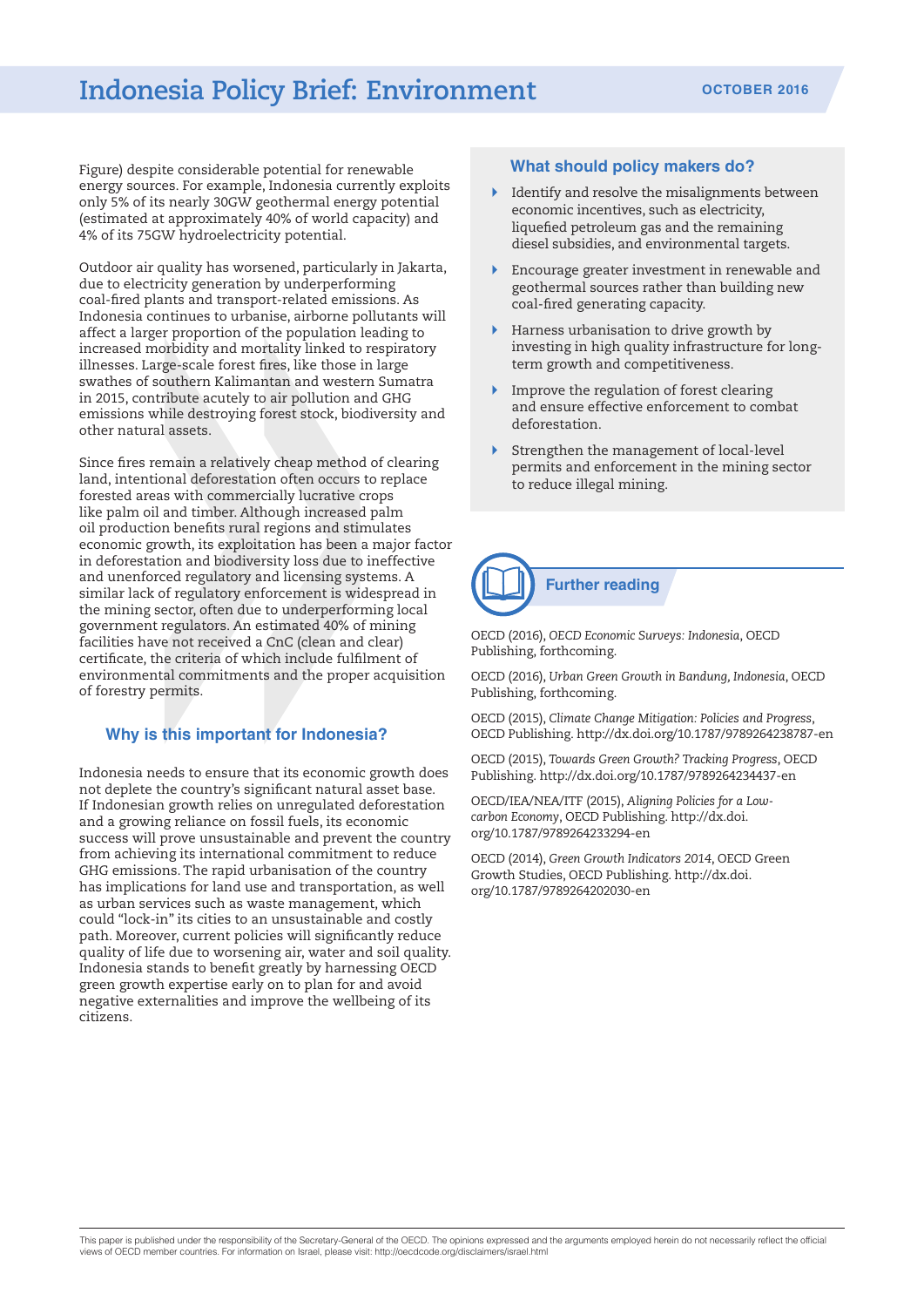Figure) despite considerable potential for renewable energy sources. For example, Indonesia currently exploits only 5% of its nearly 30GW geothermal energy potential (estimated at approximately 40% of world capacity) and 4% of its 75GW hydroelectricity potential.

Outdoor air quality has worsened, particularly in Jakarta, due to electricity generation by underperforming coal-fired plants and transport-related emissions. As Indonesia continues to urbanise, airborne pollutants will affect a larger proportion of the population leading to increased morbidity and mortality linked to respiratory illnesses. Large-scale forest fires, like those in large swathes of southern Kalimantan and western Sumatra in 2015, contribute acutely to air pollution and GHG emissions while destroying forest stock, biodiversity and other natural assets.

Since fires remain a relatively cheap method of clearing land, intentional deforestation often occurs to replace forested areas with commercially lucrative crops like palm oil and timber. Although increased palm oil production benefits rural regions and stimulates economic growth, its exploitation has been a major factor in deforestation and biodiversity loss due to ineffective and unenforced regulatory and licensing systems. A similar lack of regulatory enforcement is widespread in the mining sector, often due to underperforming local government regulators. An estimated 40% of mining facilities have not received a CnC (clean and clear) certificate, the criteria of which include fulfilment of environmental commitments and the proper acquisition of forestry permits.

## Why is this important for Indonesia?

Indonesia needs to ensure that its economic growth does not deplete the country's significant natural asset base. If Indonesian growth relies on unregulated deforestation and a growing reliance on fossil fuels, its economic success will prove unsustainable and prevent the country from achieving its international commitment to reduce GHG emissions. The rapid urbanisation of the country has implications for land use and transportation, as well as urban services such as waste management, which could "lock-in" its cities to an unsustainable and costly path. Moreover, current policies will significantly reduce quality of life due to worsening air, water and soil quality. Indonesia stands to benefit greatly by harnessing OECD green growth expertise early on to plan for and avoid negative externalities and improve the wellbeing of its citizens.

## What should policy makers do?

- Identify and resolve the misalignments between economic incentives, such as electricity, liquefied petroleum gas and the remaining diesel subsidies, and environmental targets.
- Encourage greater investment in renewable and geothermal sources rather than building new coal-fired generating capacity.
- Harness urbanisation to drive growth by investing in high quality infrastructure for long-term growth and competitiveness.
- Improve the regulation of forest clearing and ensure effective enforcement to combat deforestation.
- Strengthen the management of local-level permits and enforcement in the mining sector to reduce illegal mining.

## Further reading

OECD (2016), *OECD Economic Surveys: Indonesia*, OECD Publishing, forthcoming.

OECD (2016), *Urban Green Growth in Bandung, Indonesia*, OECD Publishing, forthcoming.

OECD (2015), *Climate Change Mitigation: Policies and Progress*, OECD Publishing. http://dx.doi.org/10.1787/9789264238787-en

OECD (2015), *Towards Green Growth? Tracking Progress*, OECD Publishing. http://dx.doi.org/10.1787/9789264234437-en

OECD/IEA/NEA/ITF (2015), *Aligning Policies for a Low-carbon Economy*, OECD Publishing. http://dx.doi.org/10.1787/9789264233294-en

OECD (2014), *Green Growth Indicators 2014*, OECD Green Growth Studies, OECD Publishing. http://dx.doi.org/10.1787/9789264202030-en

This paper is published under the responsibility of the Secretary-General of the OECD. The opinions expressed and the arguments employed herein do not necessarily reflect the official views of OECD member countries. For information on Israel, please visit: http://oecdcode.org/disclaimers/israel.html